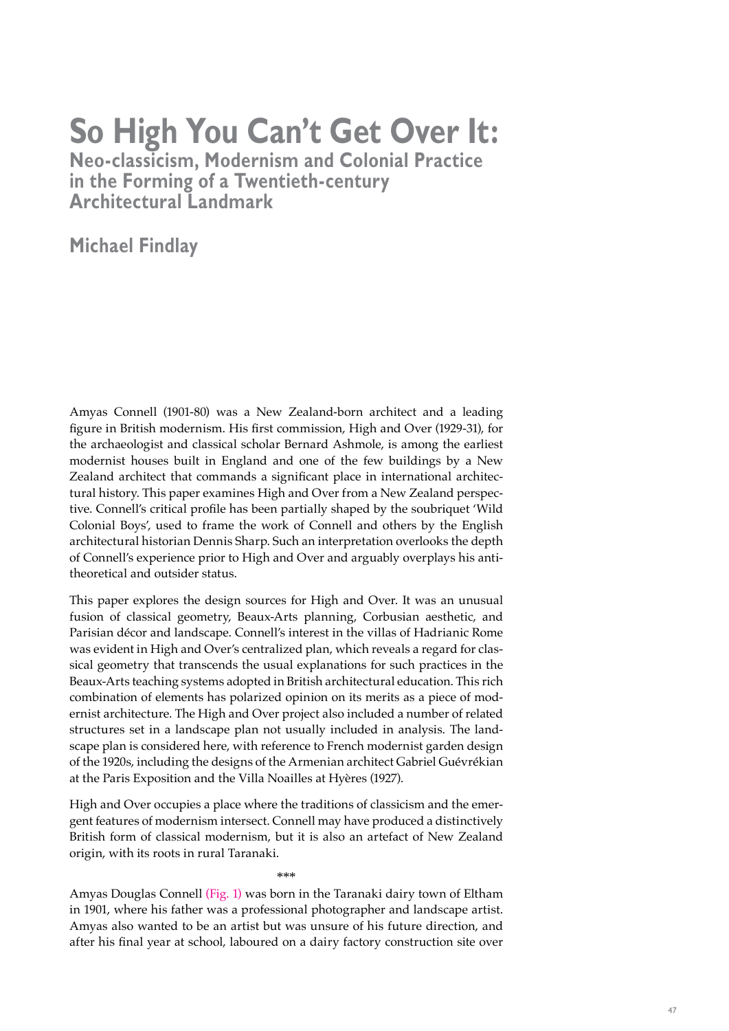# So High You Can't Get Over It:

## Neo-classicism, Modernism and Colonial Practice in the Forming of a Twentieth-century Architectural Landmark

## Michael Findlay

Amyas Connell (1901-80) was a New Zealand-born architect and a leading figure in British modernism. His first commission, High and Over (1929-31), for the archaeologist and classical scholar Bernard Ashmole, is among the earliest modernist houses built in England and one of the few buildings by a New Zealand architect that commands a significant place in international architectural history. This paper examines High and Over from a New Zealand perspective. Connell's critical profile has been partially shaped by the soubriquet 'Wild Colonial Boys', used to frame the work of Connell and others by the English architectural historian Dennis Sharp. Such an interpretation overlooks the depth of Connell's experience prior to High and Over and arguably overplays his anti-theoretical and outsider status.

This paper explores the design sources for High and Over. It was an unusual fusion of classical geometry, Beaux-Arts planning, Corbusian aesthetic, and Parisian décor and landscape. Connell's interest in the villas of Hadrianic Rome was evident in High and Over's centralized plan, which reveals a regard for classical geometry that transcends the usual explanations for such practices in the Beaux-Arts teaching systems adopted in British architectural education. This rich combination of elements has polarized opinion on its merits as a piece of modernist architecture. The High and Over project also included a number of related structures set in a landscape plan not usually included in analysis. The landscape plan is considered here, with reference to French modernist garden design of the 1920s, including the designs of the Armenian architect Gabriel Guévrékian at the Paris Exposition and the Villa Noailles at Hyères (1927).

High and Over occupies a place where the traditions of classicism and the emergent features of modernism intersect. Connell may have produced a distinctively British form of classical modernism, but it is also an artefact of New Zealand origin, with its roots in rural Taranaki.

\*\*\*

Amyas Douglas Connell (Fig. 1) was born in the Taranaki dairy town of Eltham in 1901, where his father was a professional photographer and landscape artist. Amyas also wanted to be an artist but was unsure of his future direction, and after his final year at school, laboured on a dairy factory construction site over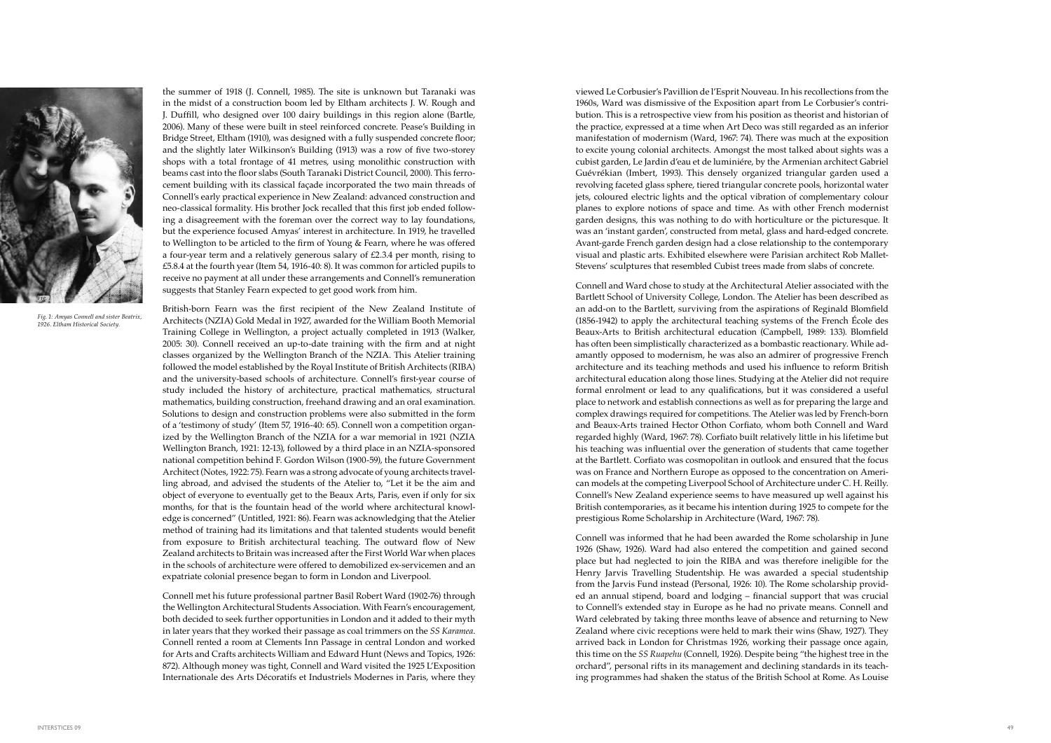the summer of 1918 (J. Connell, 1985). The site is unknown but Taranaki was in the midst of a construction boom led by Eltham architects J. W. Rough and J. Duffill, who designed over 100 dairy buildings in this region alone (Bartle, 2006). Many of these were built in steel reinforced concrete. Pease's Building in Bridge Street, Eltham (1910), was designed with a fully suspended concrete floor; and the slightly later Wilkinson's Building (1913) was a row of five two-storey shops with a total frontage of 41 metres, using monolithic construction with beams cast into the floor slabs (South Taranaki District Council, 2000). This ferro-cement building with its classical façade incorporated the two main threads of Connell's early practical experience in New Zealand: advanced construction and neo-classical formality. His brother Jock recalled that this first job ended following a disagreement with the foreman over the correct way to lay foundations, but the experience focused Amyas' interest in architecture. In 1919, he travelled to Wellington to be articled to the firm of Young & Fearn, where he was offered a four-year term and a relatively generous salary of £2.3.4 per month, rising to £5.8.4 at the fourth year (Item 54, 1916-40: 8). It was common for articled pupils to receive no payment at all under these arrangements and Connell's remuneration suggests that Stanley Fearn expected to get good work from him.

Fig. 1: Amyas Connell and sister Beatrix, 1926. Eltham Historical Society.

British-born Fearn was the first recipient of the New Zealand Institute of Architects (NZIA) Gold Medal in 1927, awarded for the William Booth Memorial Training College in Wellington, a project actually completed in 1913 (Walker, 2005: 30). Connell received an up-to-date training with the firm and at night classes organized by the Wellington Branch of the NZIA. This Atelier training followed the model established by the Royal Institute of British Architects (RIBA) and the university-based schools of architecture. Connell's first-year course of study included the history of architecture, practical mathematics, structural mathematics, building construction, freehand drawing and an oral examination. Solutions to design and construction problems were also submitted in the form of a 'testimony of study' (Item 57, 1916-40: 65). Connell won a competition organized by the Wellington Branch of the NZIA for a war memorial in 1921 (NZIA Wellington Branch, 1921: 12-13), followed by a third place in an NZIA-sponsored national competition behind F. Gordon Wilson (1900-59), the future Government Architect (Notes, 1922: 75). Fearn was a strong advocate of young architects travelling abroad, and advised the students of the Atelier to, "Let it be the aim and object of everyone to eventually get to the Beaux Arts, Paris, even if only for six months, for that is the fountain head of the world where architectural knowledge is concerned" (Untitled, 1921: 86). Fearn was acknowledging that the Atelier method of training had its limitations and that talented students would benefit from exposure to British architectural teaching. The outward flow of New Zealand architects to Britain was increased after the First World War when places in the schools of architecture were offered to demobilized ex-servicemen and an expatriate colonial presence began to form in London and Liverpool.

Connell met his future professional partner Basil Robert Ward (1902-76) through the Wellington Architectural Students Association. With Fearn's encouragement, both decided to seek further opportunities in London and it added to their myth in later years that they worked their passage as coal trimmers on the *SS Karamea*. Connell rented a room at Clements Inn Passage in central London and worked for Arts and Crafts architects William and Edward Hunt (News and Topics, 1926: 872). Although money was tight, Connell and Ward visited the 1925 L'Exposition Internationale des Arts Décoratifs et Industriels Modernes in Paris, where they viewed Le Corbusier's Pavillion de l'Esprit Nouveau. In his recollections from the 1960s, Ward was dismissive of the Exposition apart from Le Corbusier's contribution. This is a retrospective view from his position as theorist and historian of the practice, expressed at a time when Art Deco was still regarded as an inferior manifestation of modernism (Ward, 1967: 74). There was much at the exposition to excite young colonial architects. Amongst the most talked about sights was a cubist garden, Le Jardin d'eau et de luminiére, by the Armenian architect Gabriel Guévrékian (Imbert, 1993). This densely organized triangular garden used a revolving faceted glass sphere, tiered triangular concrete pools, horizontal water jets, coloured electric lights and the optical vibration of complementary colour planes to explore notions of space and time. As with other French modernist garden designs, this was nothing to do with horticulture or the picturesque. It was an 'instant garden', constructed from metal, glass and hard-edged concrete. Avant-garde French garden design had a close relationship to the contemporary visual and plastic arts. Exhibited elsewhere were Parisian architect Rob Mallet-Stevens' sculptures that resembled Cubist trees made from slabs of concrete.

Connell and Ward chose to study at the Architectural Atelier associated with the Bartlett School of University College, London. The Atelier has been described as an add-on to the Bartlett, surviving from the aspirations of Reginald Blomfield (1856-1942) to apply the architectural teaching systems of the French École des Beaux-Arts to British architectural education (Campbell, 1989: 133). Blomfield has often been simplistically characterized as a bombastic reactionary. While adamantly opposed to modernism, he was also an admirer of progressive French architecture and its teaching methods and used his influence to reform British architectural education along those lines. Studying at the Atelier did not require formal enrolment or lead to any qualifications, but it was considered a useful place to network and establish connections as well as for preparing the large and complex drawings required for competitions. The Atelier was led by French-born and Beaux-Arts trained Hector Othon Corfiato, whom both Connell and Ward regarded highly (Ward, 1967: 78). Corfiato built relatively little in his lifetime but his teaching was influential over the generation of students that came together at the Bartlett. Corfiato was cosmopolitan in outlook and ensured that the focus was on France and Northern Europe as opposed to the concentration on American models at the competing Liverpool School of Architecture under C. H. Reilly. Connell's New Zealand experience seems to have measured up well against his British contemporaries, as it became his intention during 1925 to compete for the prestigious Rome Scholarship in Architecture (Ward, 1967: 78).

Connell was informed that he had been awarded the Rome scholarship in June 1926 (Shaw, 1926). Ward had also entered the competition and gained second place but had neglected to join the RIBA and was therefore ineligible for the Henry Jarvis Travelling Studentship. He was awarded a special studentship from the Jarvis Fund instead (Personal, 1926: 10). The Rome scholarship provided an annual stipend, board and lodging – financial support that was crucial to Connell's extended stay in Europe as he had no private means. Connell and Ward celebrated by taking three months leave of absence and returning to New Zealand where civic receptions were held to mark their wins (Shaw, 1927). They arrived back in London for Christmas 1926, working their passage once again, this time on the *SS Ruapehu* (Connell, 1926). Despite being "the highest tree in the orchard", personal rifts in its management and declining standards in its teaching programmes had shaken the status of the British School at Rome. As Louise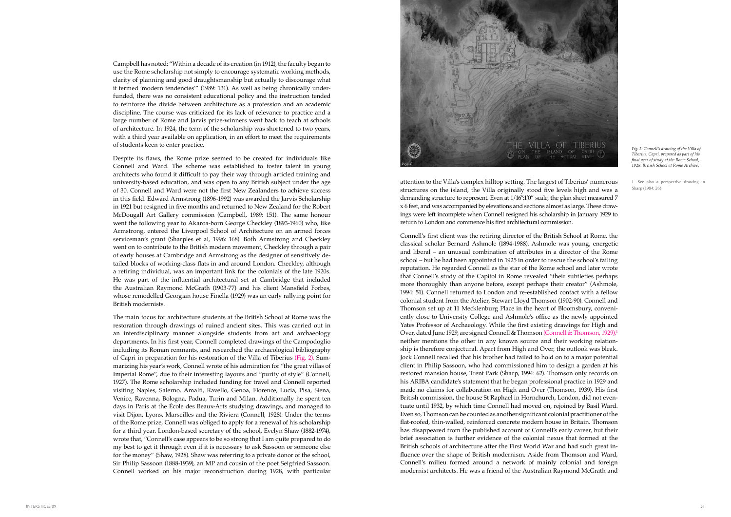Campbell has noted: "Within a decade of its creation (in 1912), the faculty began to use the Rome scholarship not simply to encourage systematic working methods, clarity of planning and good draughtsmanship but actually to discourage what it termed 'modern tendencies'" (1989: 131). As well as being chronically underfunded, there was no consistent educational policy and the instruction tended to reinforce the divide between architecture as a profession and an academic discipline. The course was criticized for its lack of relevance to practice and a large number of Rome and Jarvis prize-winners went back to teach at schools of architecture. In 1924, the term of the scholarship was shortened to two years, with a third year available on application, in an effort to meet the requirements of students keen to enter practice.

Despite its flaws, the Rome prize seemed to be created for individuals like Connell and Ward. The scheme was established to foster talent in young architects who found it difficult to pay their way through articled training and university-based education, and was open to any British subject under the age of 30. Connell and Ward were not the first New Zealanders to achieve success in this field. Edward Armstrong (1896-1992) was awarded the Jarvis Scholarship in 1921 but resigned in five months and returned to New Zealand for the Robert McDougall Art Gallery commission (Campbell, 1989: 151). The same honour went the following year to Akaroa-born George Checkley (1893-1960) who, like Armstrong, entered the Liverpool School of Architecture on an armed forces serviceman's grant (Sharples et al, 1996: 168). Both Armstrong and Checkley went on to contribute to the British modern movement, Checkley through a pair of early houses at Cambridge and Armstrong as the designer of sensitively detailed blocks of working-class flats in and around London. Checkley, although a retiring individual, was an important link for the colonials of the late 1920s. He was part of the influential architectural set at Cambridge that included the Australian Raymond McGrath (1903-77) and his client Mansfield Forbes, whose remodelled Georgian house Finella (1929) was an early rallying point for British modernists.

The main focus for architecture students at the British School at Rome was the restoration through drawings of ruined ancient sites. This was carried out in an interdisciplinary manner alongside students from art and archaeology departments. In his first year, Connell completed drawings of the Campodoglio including its Roman remnants, and researched the archaeological bibliography of Capri in preparation for his restoration of the Villa of Tiberius (Fig. 2). Summarizing his year's work, Connell wrote of his admiration for "the great villas of Imperial Rome", due to their interesting layouts and "purity of style" (Connell, 1927). The Rome scholarship included funding for travel and Connell reported visiting Naples, Salerno, Amalfi, Ravello, Genoa, Florence, Lucia, Pisa, Siena, Venice, Ravenna, Bologna, Padua, Turin and Milan. Additionally he spent ten days in Paris at the École des Beaux-Arts studying drawings, and managed to visit Dijon, Lyons, Marseilles and the Riviera (Connell, 1928). Under the terms of the Rome prize, Connell was obliged to apply for a renewal of his scholarship for a third year. London-based secretary of the school, Evelyn Shaw (1882-1974), wrote that, "Connell's case appears to be so strong that I am quite prepared to do my best to get it through even if it is necessary to ask Sassoon or someone else for the money" (Shaw, 1928). Shaw was referring to a private donor of the school, Sir Philip Sassoon (1888-1939), an MP and cousin of the poet Seigfried Sassoon. Connell worked on his major reconstruction during 1928, with particular attention to the Villa's complex hilltop setting. The largest of Tiberius' numerous structures on the island, the Villa originally stood five levels high and was a demanding structure to represent. Even at 1/16":1'0" scale, the plan sheet measured 7 x 6 feet, and was accompanied by elevations and sections almost as large. These drawings were left incomplete when Connell resigned his scholarship in January 1929 to return to London and commence his first architectural commission.

*Fig. 2: Connell's drawing of the Villa of Tiberius, Capri, prepared as part of his final year of study at the Rome School, 1928. British School at Rome Archive.*

Connell's first client was the retiring director of the British School at Rome, the classical scholar Bernard Ashmole (1894-1988). Ashmole was young, energetic and liberal – an unusual combination of attributes in a director of the Rome school – but he had been appointed in 1925 in order to rescue the school's failing reputation. He regarded Connell as the star of the Rome school and later wrote that Connell's study of the Capitol in Rome revealed "their subtleties perhaps more thoroughly than anyone before, except perhaps their creator" (Ashmole, 1994: 51). Connell returned to London and re-established contact with a fellow colonial student from the Atelier, Stewart Lloyd Thomson (1902-90). Connell and Thomson set up at 11 Mecklenburg Place in the heart of Bloomsbury, conveniently close to University College and Ashmole's office as the newly appointed Yates Professor of Archaeology. While the first existing drawings for High and Over, dated June 1929, are signed Connell & Thomson (Connell & Thomson, 1929),[1] neither mentions the other in any known source and their working relationship is therefore conjectural. Apart from High and Over, the outlook was bleak. Jock Connell recalled that his brother had failed to hold on to a major potential client in Philip Sassoon, who had commissioned him to design a garden at his restored mansion house, Trent Park (Sharp, 1994: 62). Thomson only records on his ARIBA candidate's statement that he began professional practice in 1929 and made no claims for collaboration on High and Over (Thomson, 1939). His first British commission, the house St Raphael in Hornchurch, London, did not eventuate until 1932, by which time Connell had moved on, rejoined by Basil Ward. Even so, Thomson can be counted as another significant colonial practitioner of the flat-roofed, thin-walled, reinforced concrete modern house in Britain. Thomson has disappeared from the published account of Connell's early career, but their brief association is further evidence of the colonial nexus that formed at the British schools of architecture after the First World War and had such great influence over the shape of British modernism. Aside from Thomson and Ward, Connell's milieu formed around a network of mainly colonial and foreign modernist architects. He was a friend of the Australian Raymond McGrath and

1. See also a perspective drawing in Sharp (1994: 26)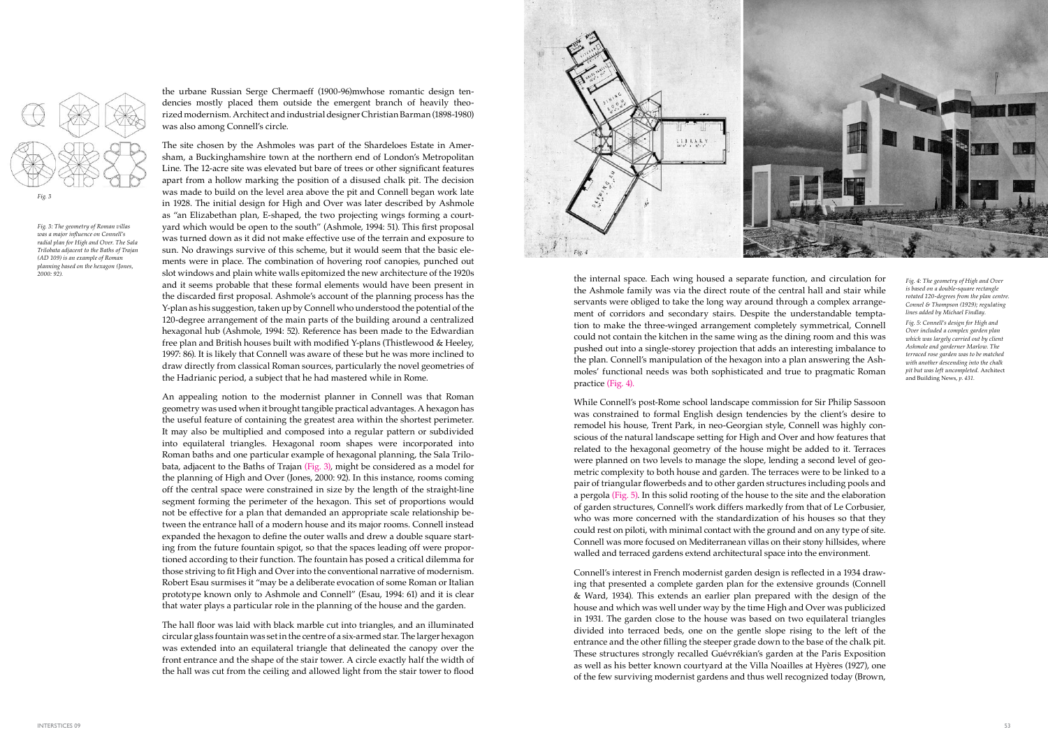the urbane Russian Serge Chermaeff (1900-96)mwhose romantic design tendencies mostly placed them outside the emergent branch of heavily theorized modernism. Architect and industrial designer Christian Barman (1898-1980) was also among Connell's circle.

The site chosen by the Ashmoles was part of the Shardeloes Estate in Amersham, a Buckinghamshire town at the northern end of London's Metropolitan Line. The 12-acre site was elevated but bare of trees or other significant features apart from a hollow marking the position of a disused chalk pit. The decision was made to build on the level area above the pit and Connell began work late in 1928. The initial design for High and Over was later described by Ashmole as "an Elizabethan plan, E-shaped, the two projecting wings forming a courtyard which would be open to the south" (Ashmole, 1994: 51). This first proposal was turned down as it did not make effective use of the terrain and exposure to sun. No drawings survive of this scheme, but it would seem that the basic elements were in place. The combination of hovering roof canopies, punched out slot windows and plain white walls epitomized the new architecture of the 1920s and it seems probable that these formal elements would have been present in the discarded first proposal. Ashmole's account of the planning process has the Y-plan as his suggestion, taken up by Connell who understood the potential of the 120-degree arrangement of the main parts of the building around a centralized hexagonal hub (Ashmole, 1994: 52). Reference has been made to the Edwardian free plan and British houses built with modified Y-plans (Thistlewood & Heeley, 1997: 86). It is likely that Connell was aware of these but he was more inclined to draw directly from classical Roman sources, particularly the novel geometries of the Hadrianic period, a subject that he had mastered while in Rome.

Fig. 3

*Fig. 3: The geometry of Roman villas was a major influence on Connell's radial plan for High and Over. The Sala Trilobata adjacent to the Baths of Trajan (AD 109) is an example of Roman planning based on the hexagon (Jones, 2000: 92).*

An appealing notion to the modernist planner in Connell was that Roman geometry was used when it brought tangible practical advantages. A hexagon has the useful feature of containing the greatest area within the shortest perimeter. It may also be multiplied and composed into a regular pattern or subdivided into equilateral triangles. Hexagonal room shapes were incorporated into Roman baths and one particular example of hexagonal planning, the Sala Trilobata, adjacent to the Baths of Trajan (Fig. 3), might be considered as a model for the planning of High and Over (Jones, 2000: 92). In this instance, rooms coming off the central space were constrained in size by the length of the straight-line segment forming the perimeter of the hexagon. This set of proportions would not be effective for a plan that demanded an appropriate scale relationship between the entrance hall of a modern house and its major rooms. Connell instead expanded the hexagon to define the outer walls and drew a double square starting from the future fountain spigot, so that the spaces leading off were proportioned according to their function. The fountain has posed a critical dilemma for those striving to fit High and Over into the conventional narrative of modernism. Robert Esau surmises it "may be a deliberate evocation of some Roman or Italian prototype known only to Ashmole and Connell" (Esau, 1994: 61) and it is clear that water plays a particular role in the planning of the house and the garden.

The hall floor was laid with black marble cut into triangles, and an illuminated circular glass fountain was set in the centre of a six-armed star. The larger hexagon was extended into an equilateral triangle that delineated the canopy over the front entrance and the shape of the stair tower. A circle exactly half the width of the hall was cut from the ceiling and allowed light from the stair tower to flood the internal space. Each wing housed a separate function, and circulation for the Ashmole family was via the direct route of the central hall and stair while servants were obliged to take the long way around through a complex arrangement of corridors and secondary stairs. Despite the understandable temptation to make the three-winged arrangement completely symmetrical, Connell could not contain the kitchen in the same wing as the dining room and this was pushed out into a single-storey projection that adds an interesting imbalance to the plan. Connell's manipulation of the hexagon into a plan answering the Ashmoles' functional needs was both sophisticated and true to pragmatic Roman practice (Fig. 4).

Fig. 4

Fig. 5

*Fig. 4: The geometry of High and Over is based on a double-square rectangle rotated 120-degrees from the plan centre. Connel & Thompson (1929); regulating lines added by Michael Findlay.*

*Fig. 5: Connell's design for High and Over included a complex garden plan which was largely carried out by client Ashmole and garderner Marlow. The terraced rose garden was to be matched with another descending into the chalk pit but was left uncompleted.* Architect and Building News, *p. 431.*

While Connell's post-Rome school landscape commission for Sir Philip Sassoon was constrained to formal English design tendencies by the client's desire to remodel his house, Trent Park, in neo-Georgian style, Connell was highly conscious of the natural landscape setting for High and Over and how features that related to the hexagonal geometry of the house might be added to it. Terraces were planned on two levels to manage the slope, lending a second level of geometric complexity to both house and garden. The terraces were to be linked to a pair of triangular flowerbeds and to other garden structures including pools and a pergola (Fig. 5). In this solid rooting of the house to the site and the elaboration of garden structures, Connell's work differs markedly from that of Le Corbusier, who was more concerned with the standardization of his houses so that they could rest on piloti, with minimal contact with the ground and on any type of site. Connell was more focused on Mediterranean villas on their stony hillsides, where walled and terraced gardens extend architectural space into the environment.

Connell's interest in French modernist garden design is reflected in a 1934 drawing that presented a complete garden plan for the extensive grounds (Connell & Ward, 1934). This extends an earlier plan prepared with the design of the house and which was well under way by the time High and Over was publicized in 1931. The garden close to the house was based on two equilateral triangles divided into terraced beds, one on the gentle slope rising to the left of the entrance and the other filling the steeper grade down to the base of the chalk pit. These structures strongly recalled Guévrékian's garden at the Paris Exposition as well as his better known courtyard at the Villa Noailles at Hyères (1927), one of the few surviving modernist gardens and thus well recognized today (Brown,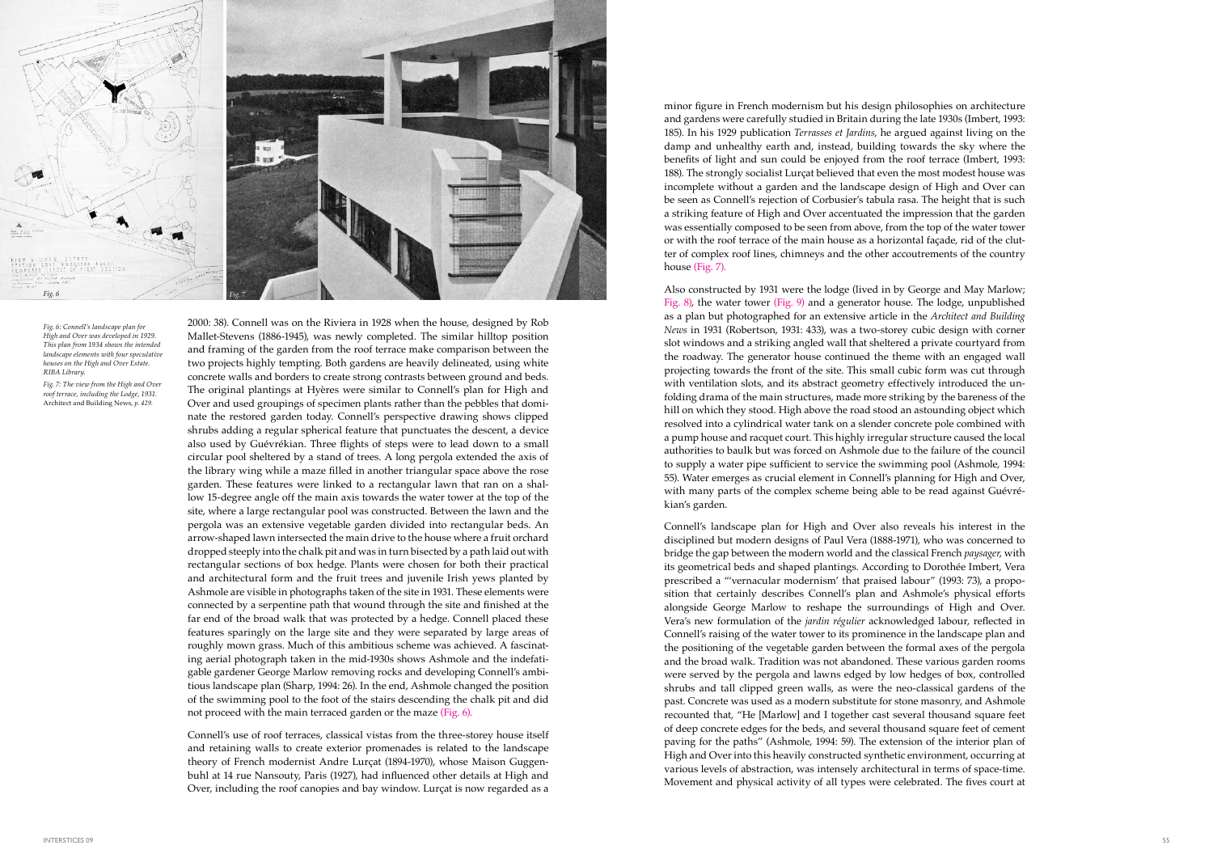*Fig. 6: Connell's landscape plan for High and Over was developed in 1929. This plan from 1934 shows the intended landscape elements with four speculative houses on the High and Over Estate. RIBA Library.*

*Fig. 7: The view from the High and Over roof terrace, including the Lodge, 1931.* Architect and Building News, *p. 429.*

2000: 38). Connell was on the Riviera in 1928 when the house, designed by Rob Mallet-Stevens (1886-1945), was newly completed. The similar hilltop position and framing of the garden from the roof terrace make comparison between the two projects highly tempting. Both gardens are heavily delineated, using white concrete walls and borders to create strong contrasts between ground and beds. The original plantings at Hyères were similar to Connell's plan for High and Over and used groupings of specimen plants rather than the pebbles that dominate the restored garden today. Connell's perspective drawing shows clipped shrubs adding a regular spherical feature that punctuates the descent, a device also used by Guévrékian. Three flights of steps were to lead down to a small circular pool sheltered by a stand of trees. A long pergola extended the axis of the library wing while a maze filled in another triangular space above the rose garden. These features were linked to a rectangular lawn that ran on a shallow 15-degree angle off the main axis towards the water tower at the top of the site, where a large rectangular pool was constructed. Between the lawn and the pergola was an extensive vegetable garden divided into rectangular beds. An arrow-shaped lawn intersected the main drive to the house where a fruit orchard dropped steeply into the chalk pit and was in turn bisected by a path laid out with rectangular sections of box hedge. Plants were chosen for both their practical and architectural form and the fruit trees and juvenile Irish yews planted by Ashmole are visible in photographs taken of the site in 1931. These elements were connected by a serpentine path that wound through the site and finished at the far end of the broad walk that was protected by a hedge. Connell placed these features sparingly on the large site and they were separated by large areas of roughly mown grass. Much of this ambitious scheme was achieved. A fascinating aerial photograph taken in the mid-1930s shows Ashmole and the indefatigable gardener George Marlow removing rocks and developing Connell's ambitious landscape plan (Sharp, 1994: 26). In the end, Ashmole changed the position of the swimming pool to the foot of the stairs descending the chalk pit and did not proceed with the main terraced garden or the maze (Fig. 6).

Connell's use of roof terraces, classical vistas from the three-storey house itself and retaining walls to create exterior promenades is related to the landscape theory of French modernist Andre Lurçat (1894-1970), whose Maison Guggenbuhl at 14 rue Nansouty, Paris (1927), had influenced other details at High and Over, including the roof canopies and bay window. Lurçat is now regarded as a minor figure in French modernism but his design philosophies on architecture and gardens were carefully studied in Britain during the late 1930s (Imbert, 1993: 185). In his 1929 publication *Terrasses et Jardins*, he argued against living on the damp and unhealthy earth and, instead, building towards the sky where the benefits of light and sun could be enjoyed from the roof terrace (Imbert, 1993: 188). The strongly socialist Lurçat believed that even the most modest house was incomplete without a garden and the landscape design of High and Over can be seen as Connell's rejection of Corbusier's tabula rasa. The height that is such a striking feature of High and Over accentuated the impression that the garden was essentially composed to be seen from above, from the top of the water tower or with the roof terrace of the main house as a horizontal façade, rid of the clutter of complex roof lines, chimneys and the other accoutrements of the country house (Fig. 7).

Also constructed by 1931 were the lodge (lived in by George and May Marlow; Fig. 8), the water tower (Fig. 9) and a generator house. The lodge, unpublished as a plan but photographed for an extensive article in the *Architect and Building News* in 1931 (Robertson, 1931: 433), was a two-storey cubic design with corner slot windows and a striking angled wall that sheltered a private courtyard from the roadway. The generator house continued the theme with an engaged wall projecting towards the front of the site. This small cubic form was cut through with ventilation slots, and its abstract geometry effectively introduced the unfolding drama of the main structures, made more striking by the bareness of the hill on which they stood. High above the road stood an astounding object which resolved into a cylindrical water tank on a slender concrete pole combined with a pump house and racquet court. This highly irregular structure caused the local authorities to baulk but was forced on Ashmole due to the failure of the council to supply a water pipe sufficient to service the swimming pool (Ashmole, 1994: 55). Water emerges as crucial element in Connell's planning for High and Over, with many parts of the complex scheme being able to be read against Guévrékian's garden.

Connell's landscape plan for High and Over also reveals his interest in the disciplined but modern designs of Paul Vera (1888-1971), who was concerned to bridge the gap between the modern world and the classical French *paysager*, with its geometrical beds and shaped plantings. According to Dorothée Imbert, Vera prescribed a "'vernacular modernism' that praised labour" (1993: 73), a proposition that certainly describes Connell's plan and Ashmole's physical efforts alongside George Marlow to reshape the surroundings of High and Over. Vera's new formulation of the *jardin régulier* acknowledged labour, reflected in Connell's raising of the water tower to its prominence in the landscape plan and the positioning of the vegetable garden between the formal axes of the pergola and the broad walk. Tradition was not abandoned. These various garden rooms were served by the pergola and lawns edged by low hedges of box, controlled shrubs and tall clipped green walls, as were the neo-classical gardens of the past. Concrete was used as a modern substitute for stone masonry, and Ashmole recounted that, "He [Marlow] and I together cast several thousand square feet of deep concrete edges for the beds, and several thousand square feet of cement paving for the paths" (Ashmole, 1994: 59). The extension of the interior plan of High and Over into this heavily constructed synthetic environment, occurring at various levels of abstraction, was intensely architectural in terms of space-time. Movement and physical activity of all types were celebrated. The fives court at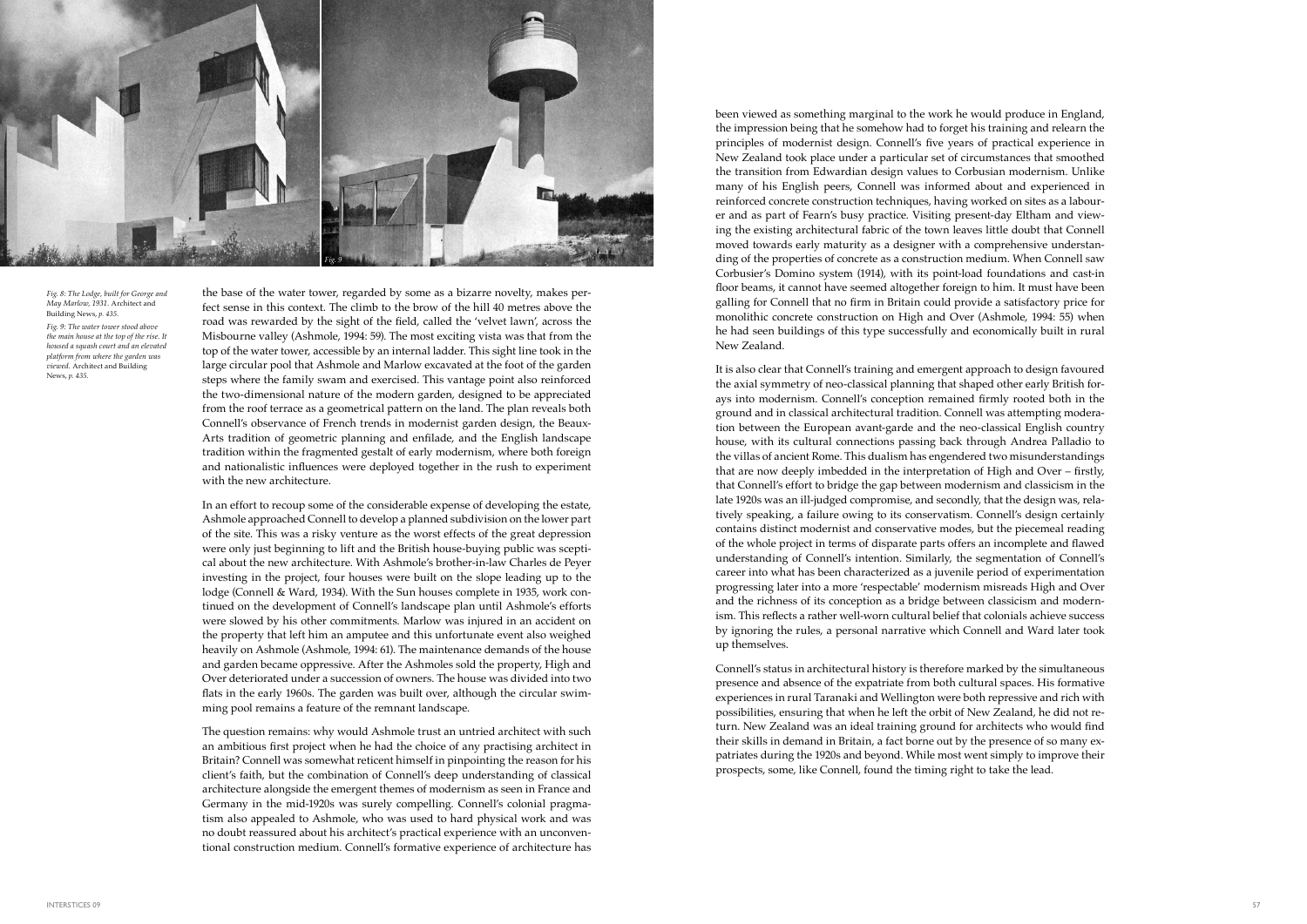*Fig. 8: The Lodge, built for George and May Marlow, 1931.* Architect and Building News, *p. 435.*

*Fig. 9: The water tower stood above the main house at the top of the rise. It housed a squash court and an elevated platform from where the garden was viewed.* Architect and Building News, *p. 435.*

the base of the water tower, regarded by some as a bizarre novelty, makes perfect sense in this context. The climb to the brow of the hill 40 metres above the road was rewarded by the sight of the field, called the 'velvet lawn', across the Misbourne valley (Ashmole, 1994: 59). The most exciting vista was that from the top of the water tower, accessible by an internal ladder. This sight line took in the large circular pool that Ashmole and Marlow excavated at the foot of the garden steps where the family swam and exercised. This vantage point also reinforced the two-dimensional nature of the modern garden, designed to be appreciated from the roof terrace as a geometrical pattern on the land. The plan reveals both Connell's observance of French trends in modernist garden design, the Beaux-Arts tradition of geometric planning and enfilade, and the English landscape tradition within the fragmented gestalt of early modernism, where both foreign and nationalistic influences were deployed together in the rush to experiment with the new architecture.

In an effort to recoup some of the considerable expense of developing the estate, Ashmole approached Connell to develop a planned subdivision on the lower part of the site. This was a risky venture as the worst effects of the great depression were only just beginning to lift and the British house-buying public was sceptical about the new architecture. With Ashmole's brother-in-law Charles de Peyer investing in the project, four houses were built on the slope leading up to the lodge (Connell & Ward, 1934). With the Sun houses complete in 1935, work continued on the development of Connell's landscape plan until Ashmole's efforts were slowed by his other commitments. Marlow was injured in an accident on the property that left him an amputee and this unfortunate event also weighed heavily on Ashmole (Ashmole, 1994: 61). The maintenance demands of the house and garden became oppressive. After the Ashmoles sold the property, High and Over deteriorated under a succession of owners. The house was divided into two flats in the early 1960s. The garden was built over, although the circular swimming pool remains a feature of the remnant landscape.

The question remains: why would Ashmole trust an untried architect with such an ambitious first project when he had the choice of any practising architect in Britain? Connell was somewhat reticent himself in pinpointing the reason for his client's faith, but the combination of Connell's deep understanding of classical architecture alongside the emergent themes of modernism as seen in France and Germany in the mid-1920s was surely compelling. Connell's colonial pragmatism also appealed to Ashmole, who was used to hard physical work and was no doubt reassured about his architect's practical experience with an unconventional construction medium. Connell's formative experience of architecture has been viewed as something marginal to the work he would produce in England, the impression being that he somehow had to forget his training and relearn the principles of modernist design. Connell's five years of practical experience in New Zealand took place under a particular set of circumstances that smoothed the transition from Edwardian design values to Corbusian modernism. Unlike many of his English peers, Connell was informed about and experienced in reinforced concrete construction techniques, having worked on sites as a labourer and as part of Fearn's busy practice. Visiting present-day Eltham and viewing the existing architectural fabric of the town leaves little doubt that Connell moved towards early maturity as a designer with a comprehensive understanding of the properties of concrete as a construction medium. When Connell saw Corbusier's Domino system (1914), with its point-load foundations and cast-in floor beams, it cannot have seemed altogether foreign to him. It must have been galling for Connell that no firm in Britain could provide a satisfactory price for monolithic concrete construction on High and Over (Ashmole, 1994: 55) when he had seen buildings of this type successfully and economically built in rural New Zealand.

It is also clear that Connell's training and emergent approach to design favoured the axial symmetry of neo-classical planning that shaped other early British forays into modernism. Connell's conception remained firmly rooted both in the ground and in classical architectural tradition. Connell was attempting moderation between the European avant-garde and the neo-classical English country house, with its cultural connections passing back through Andrea Palladio to the villas of ancient Rome. This dualism has engendered two misunderstandings that are now deeply imbedded in the interpretation of High and Over – firstly, that Connell's effort to bridge the gap between modernism and classicism in the late 1920s was an ill-judged compromise, and secondly, that the design was, relatively speaking, a failure owing to its conservatism. Connell's design certainly contains distinct modernist and conservative modes, but the piecemeal reading of the whole project in terms of disparate parts offers an incomplete and flawed understanding of Connell's intention. Similarly, the segmentation of Connell's career into what has been characterized as a juvenile period of experimentation progressing later into a more 'respectable' modernism misreads High and Over and the richness of its conception as a bridge between classicism and modernism. This reflects a rather well-worn cultural belief that colonials achieve success by ignoring the rules, a personal narrative which Connell and Ward later took up themselves.

Connell's status in architectural history is therefore marked by the simultaneous presence and absence of the expatriate from both cultural spaces. His formative experiences in rural Taranaki and Wellington were both repressive and rich with possibilities, ensuring that when he left the orbit of New Zealand, he did not return. New Zealand was an ideal training ground for architects who would find their skills in demand in Britain, a fact borne out by the presence of so many expatriates during the 1920s and beyond. While most went simply to improve their prospects, some, like Connell, found the timing right to take the lead.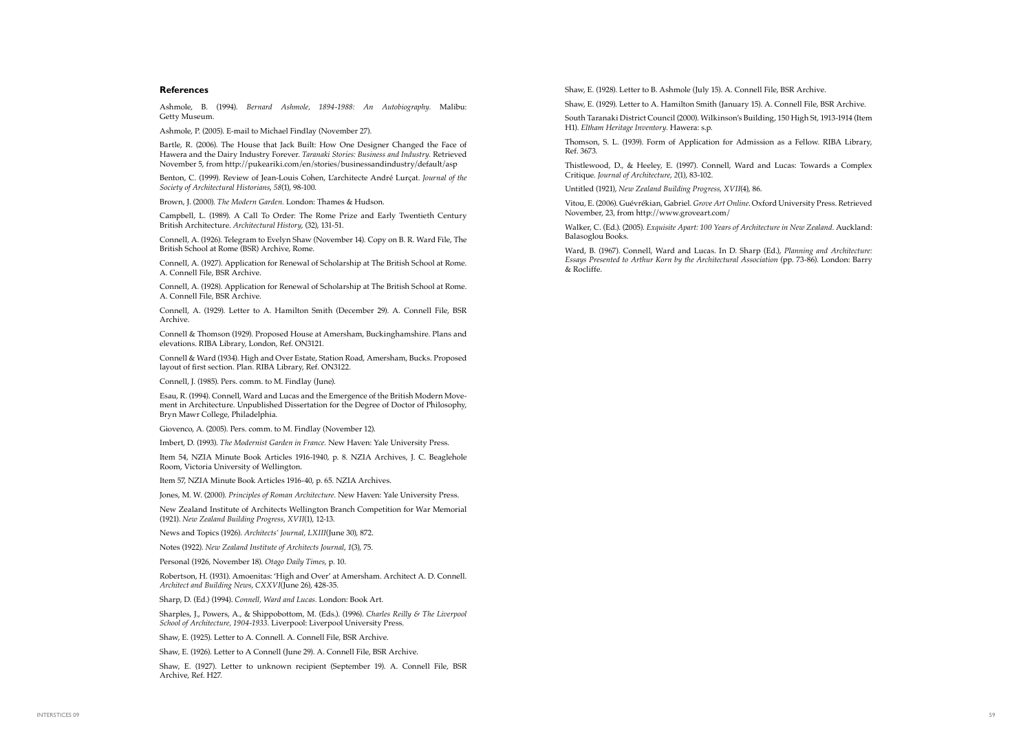## References

Ashmole, B. (1994). *Bernard Ashmole, 1894-1988: An Autobiography.* Malibu: Getty Museum.

Ashmole, P. (2005). E-mail to Michael Findlay (November 27).

Bartle, R. (2006). The House that Jack Built: How One Designer Changed the Face of Hawera and the Dairy Industry Forever. *Taranaki Stories: Business and Industry.* Retrieved November 5, from http://pukeariki.com/en/stories/businessandindustry/default/asp

Benton, C. (1999). Review of Jean-Louis Cohen, L'architecte André Lurçat. *Journal of the Society of Architectural Historians, 58*(1), 98-100.

Brown, J. (2000). *The Modern Garden.* London: Thames & Hudson.

Campbell, L. (1989). A Call To Order: The Rome Prize and Early Twentieth Century British Architecture. *Architectural History,* (32), 131-51.

Connell, A. (1926). Telegram to Evelyn Shaw (November 14). Copy on B. R. Ward File, The British School at Rome (BSR) Archive, Rome.

Connell, A. (1927). Application for Renewal of Scholarship at The British School at Rome. A. Connell File, BSR Archive.

Connell, A. (1928). Application for Renewal of Scholarship at The British School at Rome. A. Connell File, BSR Archive.

Connell, A. (1929). Letter to A. Hamilton Smith (December 29). A. Connell File, BSR Archive.

Connell & Thomson (1929). Proposed House at Amersham, Buckinghamshire. Plans and elevations. RIBA Library, London, Ref. ON3121.

Connell & Ward (1934). High and Over Estate, Station Road, Amersham, Bucks. Proposed layout of first section. Plan. RIBA Library, Ref. ON3122.

Connell, J. (1985). Pers. comm. to M. Findlay (June).

Esau, R. (1994). Connell, Ward and Lucas and the Emergence of the British Modern Movement in Architecture. Unpublished Dissertation for the Degree of Doctor of Philosophy, Bryn Mawr College, Philadelphia.

Giovenco, A. (2005). Pers. comm. to M. Findlay (November 12).

Imbert, D. (1993). *The Modernist Garden in France.* New Haven: Yale University Press.

Item 54, NZIA Minute Book Articles 1916-1940, p. 8. NZIA Archives, J. C. Beaglehole Room, Victoria University of Wellington.

Item 57, NZIA Minute Book Articles 1916-40, p. 65. NZIA Archives.

Jones, M. W. (2000). *Principles of Roman Architecture.* New Haven: Yale University Press.

New Zealand Institute of Architects Wellington Branch Competition for War Memorial (1921). *New Zealand Building Progress, XVII*(1), 12-13.

News and Topics (1926). *Architects' Journal, LXIII*(June 30), 872.

Notes (1922). *New Zealand Institute of Architects Journal, 1*(3), 75.

Personal (1926, November 18). *Otago Daily Times,* p. 10.

Robertson, H. (1931). Amoenitas: 'High and Over' at Amersham. Architect A. D. Connell. *Architect and Building News, CXXVI*(June 26), 428-35.

Sharp, D. (Ed.) (1994). *Connell, Ward and Lucas.* London: Book Art.

Sharples, J., Powers, A., & Shippobottom, M. (Eds.). (1996). *Charles Reilly & The Liverpool School of Architecture, 1904-1933.* Liverpool: Liverpool University Press.

Shaw, E. (1925). Letter to A. Connell. A. Connell File, BSR Archive.

Shaw, E. (1926). Letter to A Connell (June 29). A. Connell File, BSR Archive.

Shaw, E. (1927). Letter to unknown recipient (September 19). A. Connell File, BSR Archive, Ref. H27.

Shaw, E. (1928). Letter to B. Ashmole (July 15). A. Connell File, BSR Archive.

Shaw, E. (1929). Letter to A. Hamilton Smith (January 15). A. Connell File, BSR Archive.

South Taranaki District Council (2000). Wilkinson's Building, 150 High St, 1913-1914 (Item H1). *Eltham Heritage Inventory.* Hawera: s.p.

Thomson, S. L. (1939). Form of Application for Admission as a Fellow. RIBA Library, Ref. 3673.

Thistlewood, D., & Heeley, E. (1997). Connell, Ward and Lucas: Towards a Complex Critique. *Journal of Architecture, 2*(1), 83-102.

Untitled (1921), *New Zealand Building Progress, XVII*(4), 86.

Vitou, E. (2006). Guévrékian, Gabriel. *Grove Art Online.* Oxford University Press. Retrieved November, 23, from http://www.groveart.com/

Walker, C. (Ed.). (2005). *Exquisite Apart: 100 Years of Architecture in New Zealand.* Auckland: Balasoglou Books.

Ward, B. (1967). Connell, Ward and Lucas. In D. Sharp (Ed.), *Planning and Architecture: Essays Presented to Arthur Korn by the Architectural Association* (pp. 73-86). London: Barry & Rocliffe.